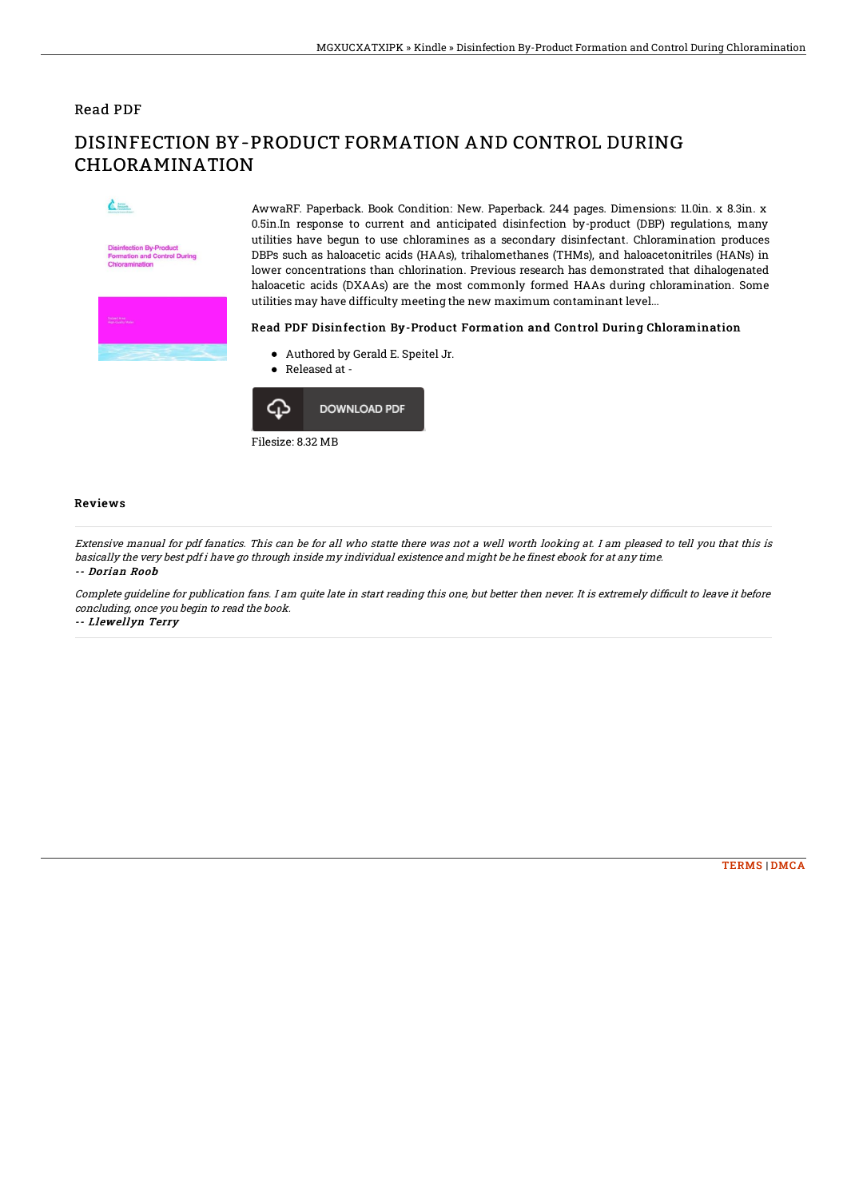Read PDF

# DISINFECTION BY-PRODUCT FORMATION AND CONTROL DURING CHLORAMINATION

AwwaRF. Paperback. Book Condition: New. Paperback. 244 pages. Dimensions: 11.0in. x 8.3in. x 0.5in.In response to current and anticipated disinfection by-product (DBP) regulations, many utilities have begun to use chloramines as a secondary disinfectant. Chloramination produces DBPs such as haloacetic acids (HAAs), trihalomethanes (THMs), and haloacetonitriles (HANs) in lower concentrations than chlorination. Previous research has demonstrated that dihalogenated haloacetic acids (DXAAs) are the most commonly formed HAAs during chloramination. Some utilities may have difficulty meeting the new maximum contaminant level...

### Read PDF Disinfection By-Product Formation and Control During Chloramination

- Authored by Gerald E. Speitel Jr.
- Released at -

DOWNLOAD PDF

Filesize: 8.32 MB

## Reviews

*Extensive manual for pdf fanatics. This can be for all who statte there was not a well worth looking at. I am pleased to tell you that this is basically the very best pdf i have go through inside my individual existence and might be he finest ebook for at any time.*

*-- Dorian Roob*

*Complete guideline for publication fans. I am quite late in start reading this one, but better then never. It is extremely difficult to leave it before concluding, once you begin to read the book.*

*-- Llewellyn Terry*

TERMS | DMCA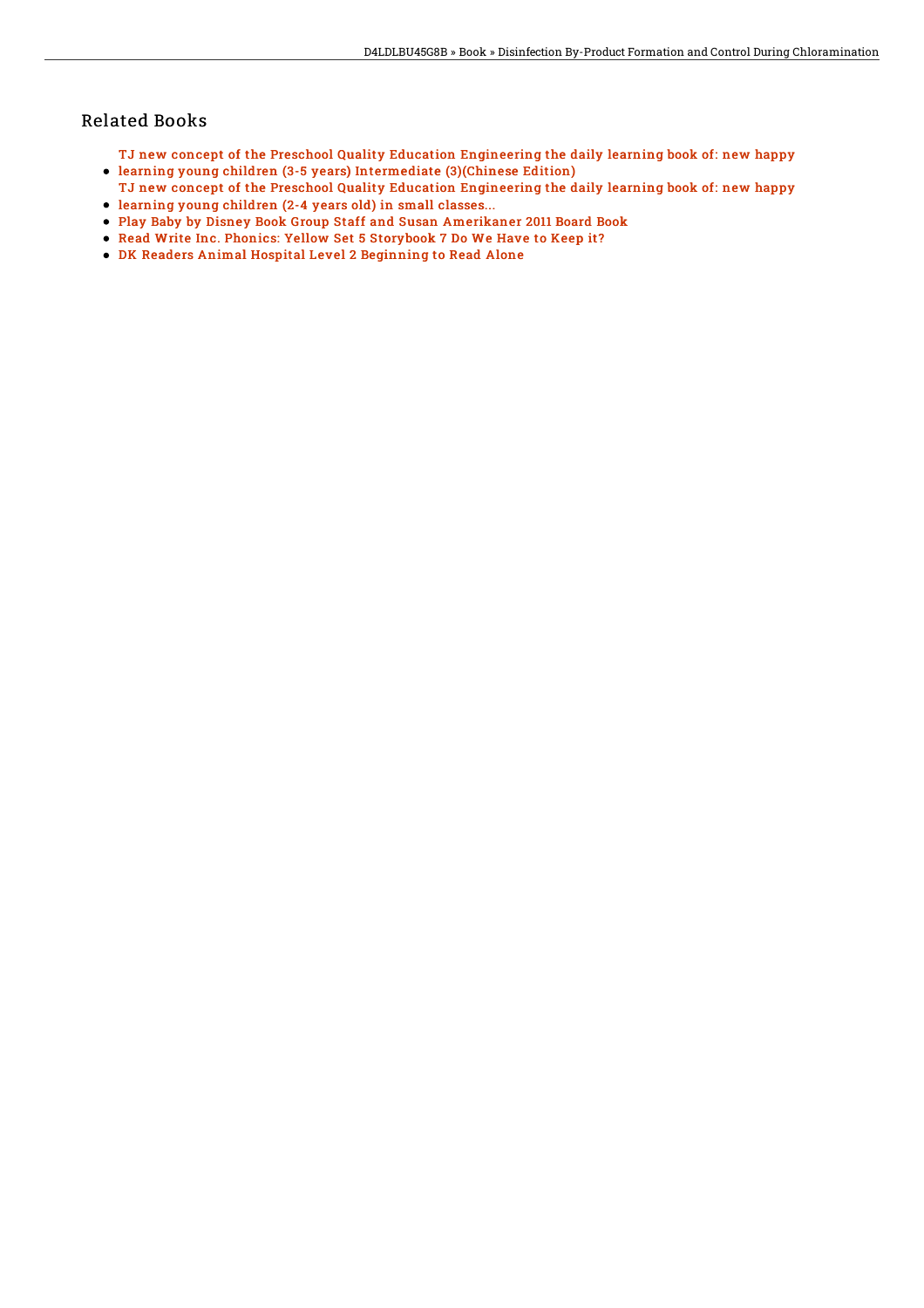## Related Books

- TJ new concept of the Preschool Quality Education Engineering the daily learning book of: new happy learning young children (3-5 years) Intermediate (3)(Chinese Edition)
- TJ new concept of the Preschool Quality Education Engineering the daily learning book of: new happy learning young children (2-4 years old) in small classes...
- Play Baby by Disney Book Group Staff and Susan Amerikaner 2011 Board Book
- Read Write Inc. Phonics: Yellow Set 5 Storybook 7 Do We Have to Keep it?
- DK Readers Animal Hospital Level 2 Beginning to Read Alone